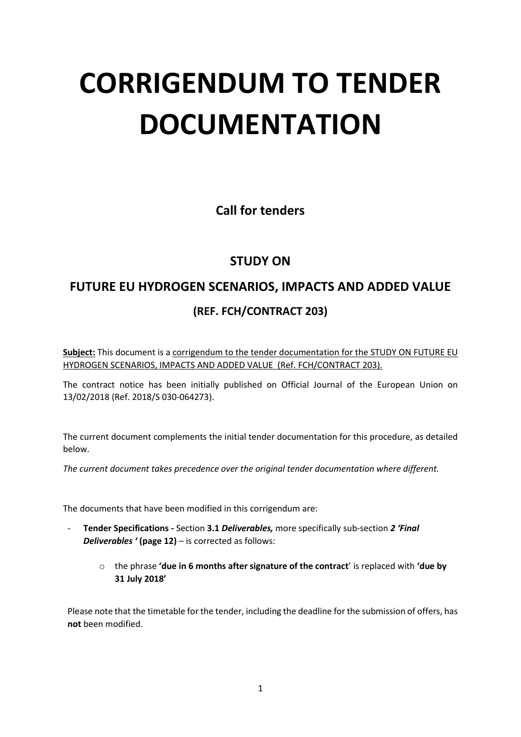# CORRIGENDUM TO TENDER DOCUMENTATION

**Call for tenders**

**STUDY ON**

**FUTURE EU HYDROGEN SCENARIOS, IMPACTS AND ADDED VALUE**

**(REF. FCH/CONTRACT 203)**

**Subject:** This document is a corrigendum to the tender documentation for the STUDY ON FUTURE EU HYDROGEN SCENARIOS, IMPACTS AND ADDED VALUE (Ref. FCH/CONTRACT 203).

The contract notice has been initially published on Official Journal of the European Union on 13/02/2018 (Ref. 2018/S 030-064273).

The current document complements the initial tender documentation for this procedure, as detailed below.

*The current document takes precedence over the original tender documentation where different.*

The documents that have been modified in this corrigendum are:

- **Tender Specifications -** Section **3.1** ***Deliverables,*** more specifically sub-section ***2 'Final Deliverables '*** **(page 12)** – is corrected as follows:
  - the phrase **'due in 6 months after signature of the contract**' is replaced with **'due by 31 July 2018'**

Please note that the timetable for the tender, including the deadline for the submission of offers, has **not** been modified.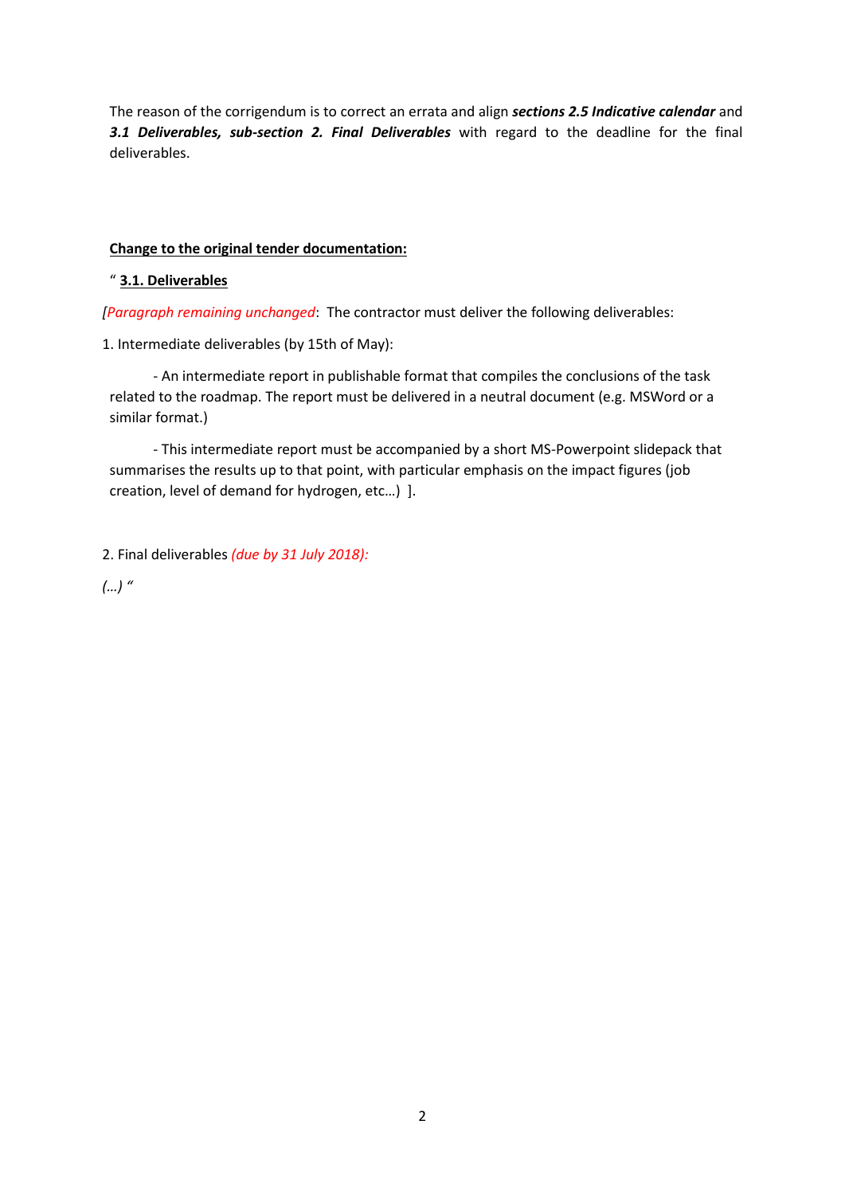The reason of the corrigendum is to correct an errata and align ***sections 2.5 Indicative calendar*** and ***3.1 Deliverables, sub-section 2. Final Deliverables*** with regard to the deadline for the final deliverables.

**Change to the original tender documentation:**

" **3.1. Deliverables**

*[Paragraph remaining unchanged*: The contractor must deliver the following deliverables:

1. Intermediate deliverables (by 15th of May):

- An intermediate report in publishable format that compiles the conclusions of the task related to the roadmap. The report must be delivered in a neutral document (e.g. MSWord or a similar format.)

- This intermediate report must be accompanied by a short MS-Powerpoint slidepack that summarises the results up to that point, with particular emphasis on the impact figures (job creation, level of demand for hydrogen, etc…) ].

2. Final deliverables *(due by 31 July 2018):*

*(…) "*